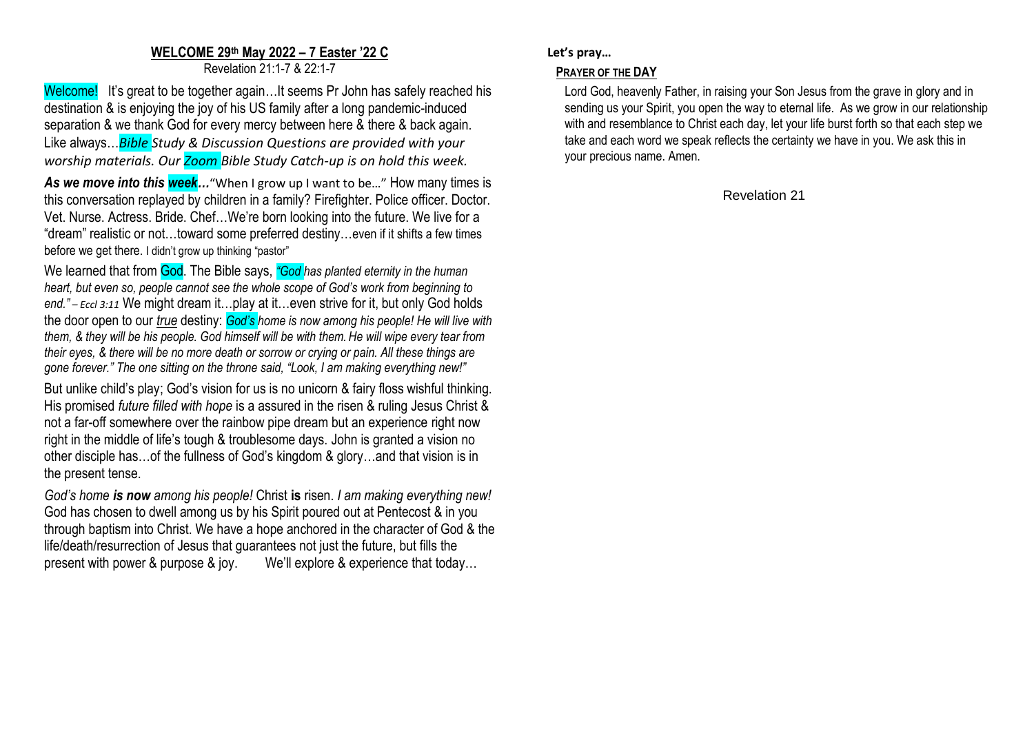# WELCOME 29th May 2022 – 7 Easter '22 C

Revelation 21:1-7 & 22:1-7

Welcome! It's great to be together again…It seems Pr John has safely reached his destination & is enjoying the joy of his US family after a long pandemic-induced separation & we thank God for every mercy between here & there & back again. Like always…*Bible Study & Discussion Questions are provided with your worship materials. Our Zoom Bible Study Catch-up is on hold this week.*

***As we move into this week…*** "When I grow up I want to be…" How many times is this conversation replayed by children in a family? Firefighter. Police officer. Doctor. Vet. Nurse. Actress. Bride. Chef…We're born looking into the future. We live for a "dream" realistic or not…toward some preferred destiny…even if it shifts a few times before we get there. I didn't grow up thinking "pastor"

We learned that from God. The Bible says, *"God has planted eternity in the human heart, but even so, people cannot see the whole scope of God's work from beginning to end." – Eccl 3:11* We might dream it…play at it…even strive for it, but only God holds the door open to our ***true*** destiny: *God's home is now among his people! He will live with them, & they will be his people. God himself will be with them. He will wipe every tear from their eyes, & there will be no more death or sorrow or crying or pain. All these things are gone forever." The one sitting on the throne said, "Look, I am making everything new!"*

But unlike child's play; God's vision for us is no unicorn & fairy floss wishful thinking. His promised *future filled with hope* is a assured in the risen & ruling Jesus Christ & not a far-off somewhere over the rainbow pipe dream but an experience right now right in the middle of life's tough & troublesome days. John is granted a vision no other disciple has…of the fullness of God's kingdom & glory…and that vision is in the present tense.

*God's home **is now** among his people!* Christ **is** risen. *I am making everything new!* God has chosen to dwell among us by his Spirit poured out at Pentecost & in you through baptism into Christ. We have a hope anchored in the character of God & the life/death/resurrection of Jesus that guarantees not just the future, but fills the present with power & purpose & joy. We'll explore & experience that today…

**Let's pray…**

## PRAYER OF THE DAY

Lord God, heavenly Father, in raising your Son Jesus from the grave in glory and in sending us your Spirit, you open the way to eternal life. As we grow in our relationship with and resemblance to Christ each day, let your life burst forth so that each step we take and each word we speak reflects the certainty we have in you. We ask this in your precious name. Amen.

Revelation 21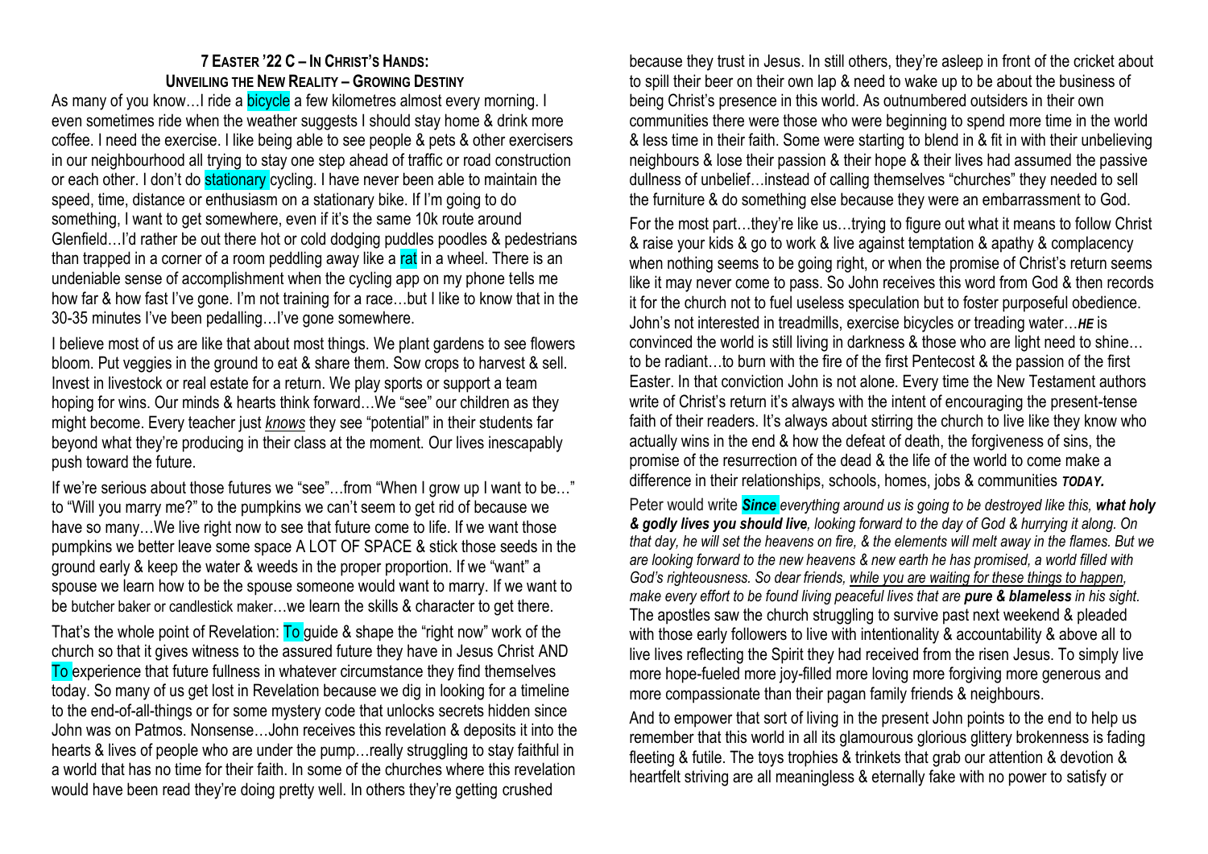**7 EASTER '22 C – IN CHRIST'S HANDS:**
**UNVEILING THE NEW REALITY – GROWING DESTINY**

As many of you know…I ride a bicycle a few kilometres almost every morning. I even sometimes ride when the weather suggests I should stay home & drink more coffee. I need the exercise. I like being able to see people & pets & other exercisers in our neighbourhood all trying to stay one step ahead of traffic or road construction or each other. I don't do stationary cycling. I have never been able to maintain the speed, time, distance or enthusiasm on a stationary bike. If I'm going to do something, I want to get somewhere, even if it's the same 10k route around Glenfield…I'd rather be out there hot or cold dodging puddles poodles & pedestrians than trapped in a corner of a room peddling away like a rat in a wheel. There is an undeniable sense of accomplishment when the cycling app on my phone tells me how far & how fast I've gone. I'm not training for a race…but I like to know that in the 30-35 minutes I've been pedalling…I've gone somewhere.

I believe most of us are like that about most things. We plant gardens to see flowers bloom. Put veggies in the ground to eat & share them. Sow crops to harvest & sell. Invest in livestock or real estate for a return. We play sports or support a team hoping for wins. Our minds & hearts think forward…We "see" our children as they might become. Every teacher just *knows* they see "potential" in their students far beyond what they're producing in their class at the moment. Our lives inescapably push toward the future.

If we're serious about those futures we "see"…from "When I grow up I want to be…" to "Will you marry me?" to the pumpkins we can't seem to get rid of because we have so many…We live right now to see that future come to life. If we want those pumpkins we better leave some space A LOT OF SPACE & stick those seeds in the ground early & keep the water & weeds in the proper proportion. If we "want" a spouse we learn how to be the spouse someone would want to marry. If we want to be butcher baker or candlestick maker…we learn the skills & character to get there.

That's the whole point of Revelation: To guide & shape the "right now" work of the church so that it gives witness to the assured future they have in Jesus Christ AND To experience that future fullness in whatever circumstance they find themselves today. So many of us get lost in Revelation because we dig in looking for a timeline to the end-of-all-things or for some mystery code that unlocks secrets hidden since John was on Patmos. Nonsense…John receives this revelation & deposits it into the hearts & lives of people who are under the pump…really struggling to stay faithful in a world that has no time for their faith. In some of the churches where this revelation would have been read they're doing pretty well. In others they're getting crushed because they trust in Jesus. In still others, they're asleep in front of the cricket about to spill their beer on their own lap & need to wake up to be about the business of being Christ's presence in this world. As outnumbered outsiders in their own communities there were those who were beginning to spend more time in the world & less time in their faith. Some were starting to blend in & fit in with their unbelieving neighbours & lose their passion & their hope & their lives had assumed the passive dullness of unbelief…instead of calling themselves "churches" they needed to sell the furniture & do something else because they were an embarrassment to God.

For the most part…they're like us…trying to figure out what it means to follow Christ & raise your kids & go to work & live against temptation & apathy & complacency when nothing seems to be going right, or when the promise of Christ's return seems like it may never come to pass. So John receives this word from God & then records it for the church not to fuel useless speculation but to foster purposeful obedience. John's not interested in treadmills, exercise bicycles or treading water…***HE*** is convinced the world is still living in darkness & those who are light need to shine…to be radiant…to burn with the fire of the first Pentecost & the passion of the first Easter. In that conviction John is not alone. Every time the New Testament authors write of Christ's return it's always with the intent of encouraging the present-tense faith of their readers. It's always about stirring the church to live like they know who actually wins in the end & how the defeat of death, the forgiveness of sins, the promise of the resurrection of the dead & the life of the world to come make a difference in their relationships, schools, homes, jobs & communities ***TODAY.***

Peter would write ***Since*** *everything around us is going to be destroyed like this,* ***what holy & godly lives you should live****, looking forward to the day of God & hurrying it along. On that day, he will set the heavens on fire, & the elements will melt away in the flames. But we are looking forward to the new heavens & new earth he has promised, a world filled with God's righteousness. So dear friends, while you are waiting for these things to happen, make every effort to be found living peaceful lives that are* ***pure & blameless*** *in his sight.* The apostles saw the church struggling to survive past next weekend & pleaded with those early followers to live with intentionality & accountability & above all to live lives reflecting the Spirit they had received from the risen Jesus. To simply live more hope-fueled more joy-filled more loving more forgiving more generous and more compassionate than their pagan family friends & neighbours.

And to empower that sort of living in the present John points to the end to help us remember that this world in all its glamourous glorious glittery brokenness is fading fleeting & futile. The toys trophies & trinkets that grab our attention & devotion & heartfelt striving are all meaningless & eternally fake with no power to satisfy or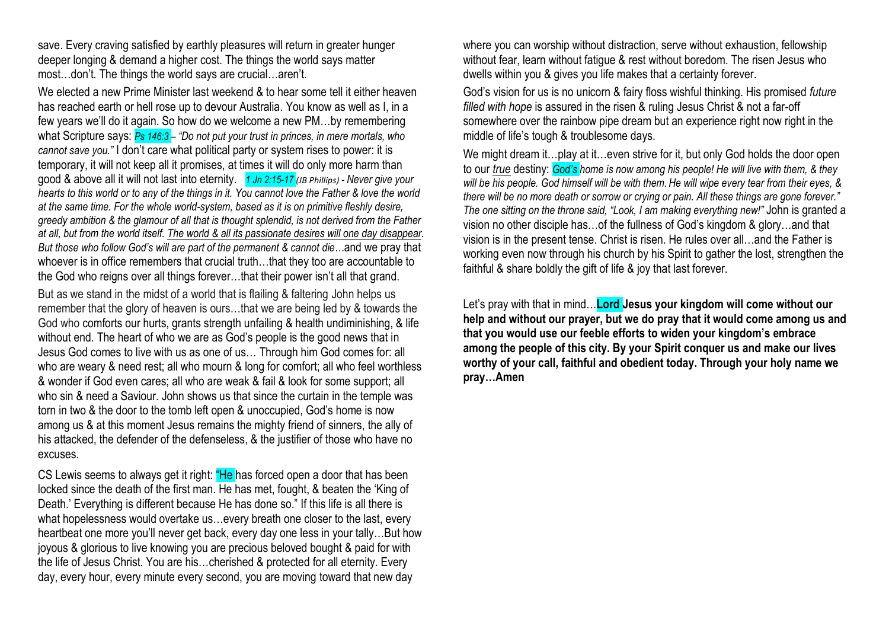save. Every craving satisfied by earthly pleasures will return in greater hunger deeper longing & demand a higher cost. The things the world says matter most…don't. The things the world says are crucial…aren't.

We elected a new Prime Minister last weekend & to hear some tell it either heaven has reached earth or hell rose up to devour Australia. You know as well as I, in a few years we'll do it again. So how do we welcome a new PM…by remembering what Scripture says: *Ps 146:3 – "Do not put your trust in princes, in mere mortals, who cannot save you."* I don't care what political party or system rises to power: it is temporary, it will not keep all it promises, at times it will do only more harm than good & above all it will not last into eternity. *1 Jn 2:15-17 (JB Phillips) - Never give your hearts to this world or to any of the things in it. You cannot love the Father & love the world at the same time. For the whole world-system, based as it is on primitive fleshly desire, greedy ambition & the glamour of all that is thought splendid, is not derived from the Father at all, but from the world itself. The world & all its passionate desires will one day disappear. But those who follow God's will are part of the permanent & cannot die…*and we pray that whoever is in office remembers that crucial truth…that they too are accountable to the God who reigns over all things forever…that their power isn't all that grand.

But as we stand in the midst of a world that is flailing & faltering John helps us remember that the glory of heaven is ours…that we are being led by & towards the God who comforts our hurts, grants strength unfailing & health undiminishing, & life without end. The heart of who we are as God's people is the good news that in Jesus God comes to live with us as one of us… Through him God comes for: all who are weary & need rest; all who mourn & long for comfort; all who feel worthless & wonder if God even cares; all who are weak & fail & look for some support; all who sin & need a Saviour. John shows us that since the curtain in the temple was torn in two & the door to the tomb left open & unoccupied, God's home is now among us & at this moment Jesus remains the mighty friend of sinners, the ally of his attacked, the defender of the defenseless, & the justifier of those who have no excuses.

CS Lewis seems to always get it right: "He has forced open a door that has been locked since the death of the first man. He has met, fought, & beaten the 'King of Death.' Everything is different because He has done so." If this life is all there is what hopelessness would overtake us…every breath one closer to the last, every heartbeat one more you'll never get back, every day one less in your tally…But how joyous & glorious to live knowing you are precious beloved bought & paid for with the life of Jesus Christ. You are his…cherished & protected for all eternity. Every day, every hour, every minute every second, you are moving toward that new day where you can worship without distraction, serve without exhaustion, fellowship without fear, learn without fatigue & rest without boredom. The risen Jesus who dwells within you & gives you life makes that a certainty forever.

God's vision for us is no unicorn & fairy floss wishful thinking. His promised *future filled with hope* is assured in the risen & ruling Jesus Christ & not a far-off somewhere over the rainbow pipe dream but an experience right now right in the middle of life's tough & troublesome days.

We might dream it…play at it…even strive for it, but only God holds the door open to our *true* destiny: *God's home is now among his people! He will live with them, & they will be his people. God himself will be with them. He will wipe every tear from their eyes, & there will be no more death or sorrow or crying or pain. All these things are gone forever." The one sitting on the throne said, "Look, I am making everything new!"* John is granted a vision no other disciple has…of the fullness of God's kingdom & glory…and that vision is in the present tense. Christ is risen. He rules over all…and the Father is working even now through his church by his Spirit to gather the lost, strengthen the faithful & share boldly the gift of life & joy that last forever.

Let's pray with that in mind…**Lord Jesus your kingdom will come without our help and without our prayer, but we do pray that it would come among us and that you would use our feeble efforts to widen your kingdom's embrace among the people of this city. By your Spirit conquer us and make our lives worthy of your call, faithful and obedient today. Through your holy name we pray…Amen**